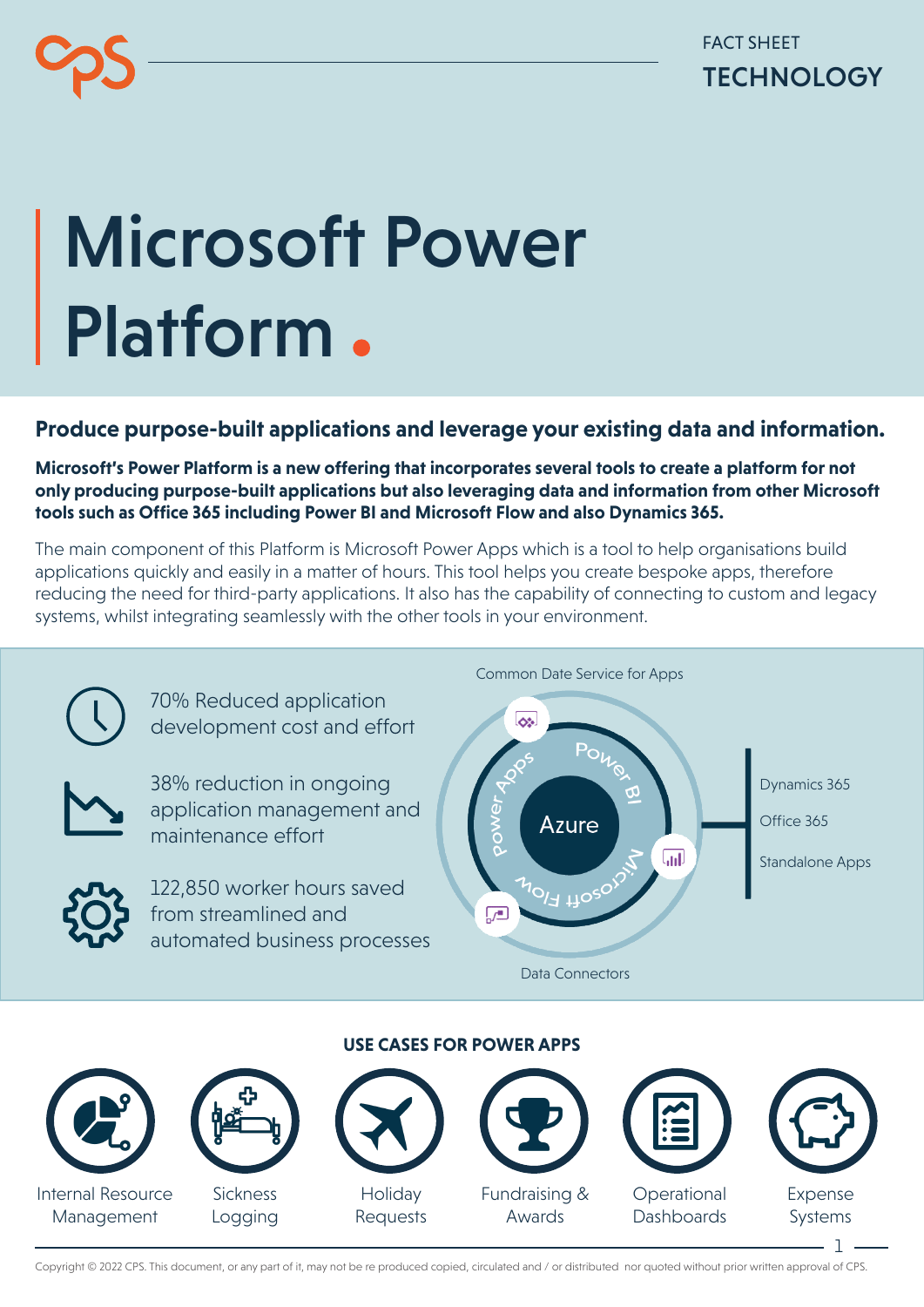FACT SHEET
TECHNOLOGY

# Microsoft Power Platform.

## Produce purpose-built applications and leverage your existing data and information.

**Microsoft's Power Platform is a new offering that incorporates several tools to create a platform for not only producing purpose-built applications but also leveraging data and information from other Microsoft tools such as Office 365 including Power BI and Microsoft Flow and also Dynamics 365.**

The main component of this Platform is Microsoft Power Apps which is a tool to help organisations build applications quickly and easily in a matter of hours. This tool helps you create bespoke apps, therefore reducing the need for third-party applications. It also has the capability of connecting to custom and legacy systems, whilst integrating seamlessly with the other tools in your environment.

70% Reduced application development cost and effort

38% reduction in ongoing application management and maintenance effort

122,850 worker hours saved from streamlined and automated business processes

Common Date Service for Apps

Azure

Power Apps

Power BI

Microsoft Flow

Dynamics 365

Office 365

Standalone Apps

Data Connectors

### USE CASES FOR POWER APPS

- Internal Resource Management
- Sickness Logging
- Holiday Requests
- Fundraising & Awards
- Operational Dashboards
- Expense Systems

Copyright © 2022 CPS. This document, or any part of it, may not be re produced copied, circulated and / or distributed nor quoted without prior written approval of CPS.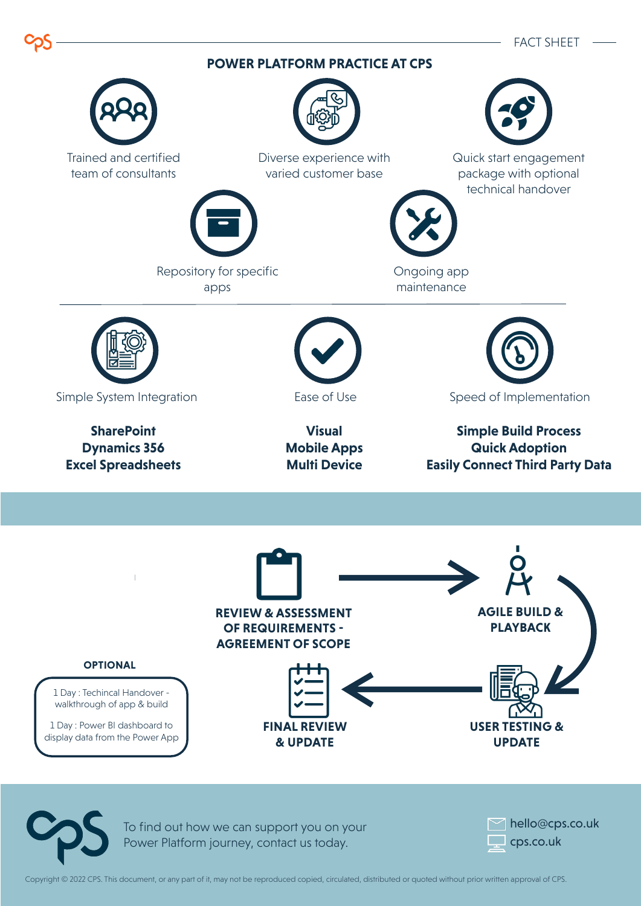FACT SHEET

## POWER PLATFORM PRACTICE AT CPS

Trained and certified team of consultants

Diverse experience with varied customer base

Quick start engagement package with optional technical handover

Repository for specific apps

Ongoing app maintenance

---

Simple System Integration

**SharePoint**
**Dynamics 356**
**Excel Spreadsheets**

Ease of Use

**Visual**
**Mobile Apps**
**Multi Device**

Speed of Implementation

**Simple Build Process**
**Quick Adoption**
**Easily Connect Third Party Data**

**REVIEW & ASSESSMENT OF REQUIREMENTS - AGREEMENT OF SCOPE**

**AGILE BUILD & PLAYBACK**

**USER TESTING & UPDATE**

**FINAL REVIEW & UPDATE**

**OPTIONAL**

1 Day : Techincal Handover - walkthrough of app & build

1 Day : Power BI dashboard to display data from the Power App

To find out how we can support you on your Power Platform journey, contact us today.

hello@cps.co.uk
cps.co.uk

Copyright © 2022 CPS. This document, or any part of it, may not be reproduced copied, circulated, distributed or quoted without prior written approval of CPS.